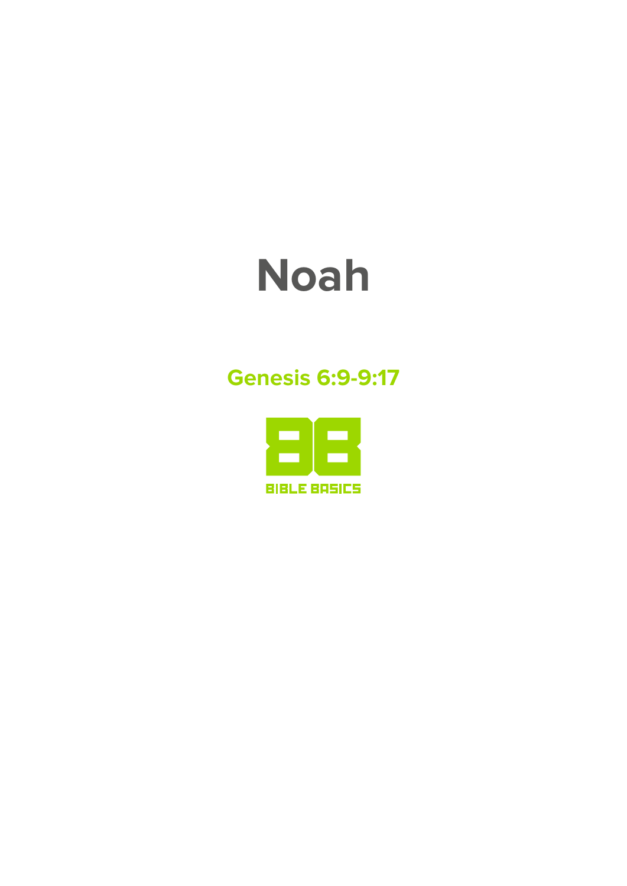# Noah

## Genesis 6:9-9:17

BIBLE BASICS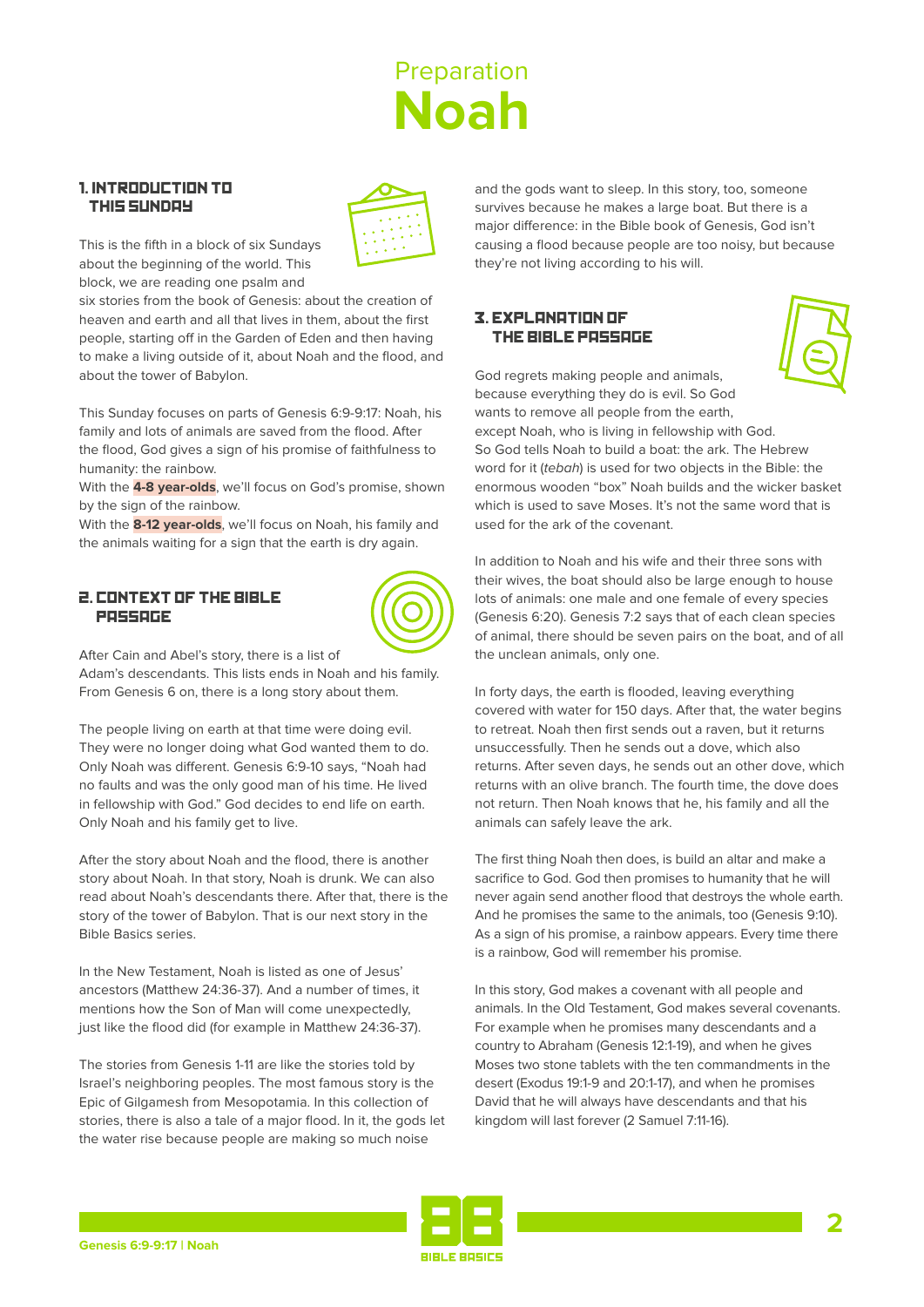# Preparation
# Noah

## 1. INTRODUCTION TO THIS SUNDAY

This is the fifth in a block of six Sundays about the beginning of the world. This block, we are reading one psalm and six stories from the book of Genesis: about the creation of heaven and earth and all that lives in them, about the first people, starting off in the Garden of Eden and then having to make a living outside of it, about Noah and the flood, and about the tower of Babylon.

This Sunday focuses on parts of Genesis 6:9-9:17: Noah, his family and lots of animals are saved from the flood. After the flood, God gives a sign of his promise of faithfulness to humanity: the rainbow.
With the **4-8 year-olds**, we'll focus on God's promise, shown by the sign of the rainbow.
With the **8-12 year-olds**, we'll focus on Noah, his family and the animals waiting for a sign that the earth is dry again.

## 2. CONTEXT OF THE BIBLE PASSAGE

After Cain and Abel's story, there is a list of Adam's descendants. This lists ends in Noah and his family. From Genesis 6 on, there is a long story about them.

The people living on earth at that time were doing evil. They were no longer doing what God wanted them to do. Only Noah was different. Genesis 6:9-10 says, "Noah had no faults and was the only good man of his time. He lived in fellowship with God." God decides to end life on earth. Only Noah and his family get to live.

After the story about Noah and the flood, there is another story about Noah. In that story, Noah is drunk. We can also read about Noah's descendants there. After that, there is the story of the tower of Babylon. That is our next story in the Bible Basics series.

In the New Testament, Noah is listed as one of Jesus' ancestors (Matthew 24:36-37). And a number of times, it mentions how the Son of Man will come unexpectedly, just like the flood did (for example in Matthew 24:36-37).

The stories from Genesis 1-11 are like the stories told by Israel's neighboring peoples. The most famous story is the Epic of Gilgamesh from Mesopotamia. In this collection of stories, there is also a tale of a major flood. In it, the gods let the water rise because people are making so much noise and the gods want to sleep. In this story, too, someone survives because he makes a large boat. But there is a major difference: in the Bible book of Genesis, God isn't causing a flood because people are too noisy, but because they're not living according to his will.

## 3. EXPLANATION OF THE BIBLE PASSAGE

God regrets making people and animals, because everything they do is evil. So God wants to remove all people from the earth, except Noah, who is living in fellowship with God. So God tells Noah to build a boat: the ark. The Hebrew word for it (*tebah*) is used for two objects in the Bible: the enormous wooden "box" Noah builds and the wicker basket which is used to save Moses. It's not the same word that is used for the ark of the covenant.

In addition to Noah and his wife and their three sons with their wives, the boat should also be large enough to house lots of animals: one male and one female of every species (Genesis 6:20). Genesis 7:2 says that of each clean species of animal, there should be seven pairs on the boat, and of all the unclean animals, only one.

In forty days, the earth is flooded, leaving everything covered with water for 150 days. After that, the water begins to retreat. Noah then first sends out a raven, but it returns unsuccessfully. Then he sends out a dove, which also returns. After seven days, he sends out an other dove, which returns with an olive branch. The fourth time, the dove does not return. Then Noah knows that he, his family and all the animals can safely leave the ark.

The first thing Noah then does, is build an altar and make a sacrifice to God. God then promises to humanity that he will never again send another flood that destroys the whole earth. And he promises the same to the animals, too (Genesis 9:10). As a sign of his promise, a rainbow appears. Every time there is a rainbow, God will remember his promise.

In this story, God makes a covenant with all people and animals. In the Old Testament, God makes several covenants. For example when he promises many descendants and a country to Abraham (Genesis 12:1-19), and when he gives Moses two stone tablets with the ten commandments in the desert (Exodus 19:1-9 and 20:1-17), and when he promises David that he will always have descendants and that his kingdom will last forever (2 Samuel 7:11-16).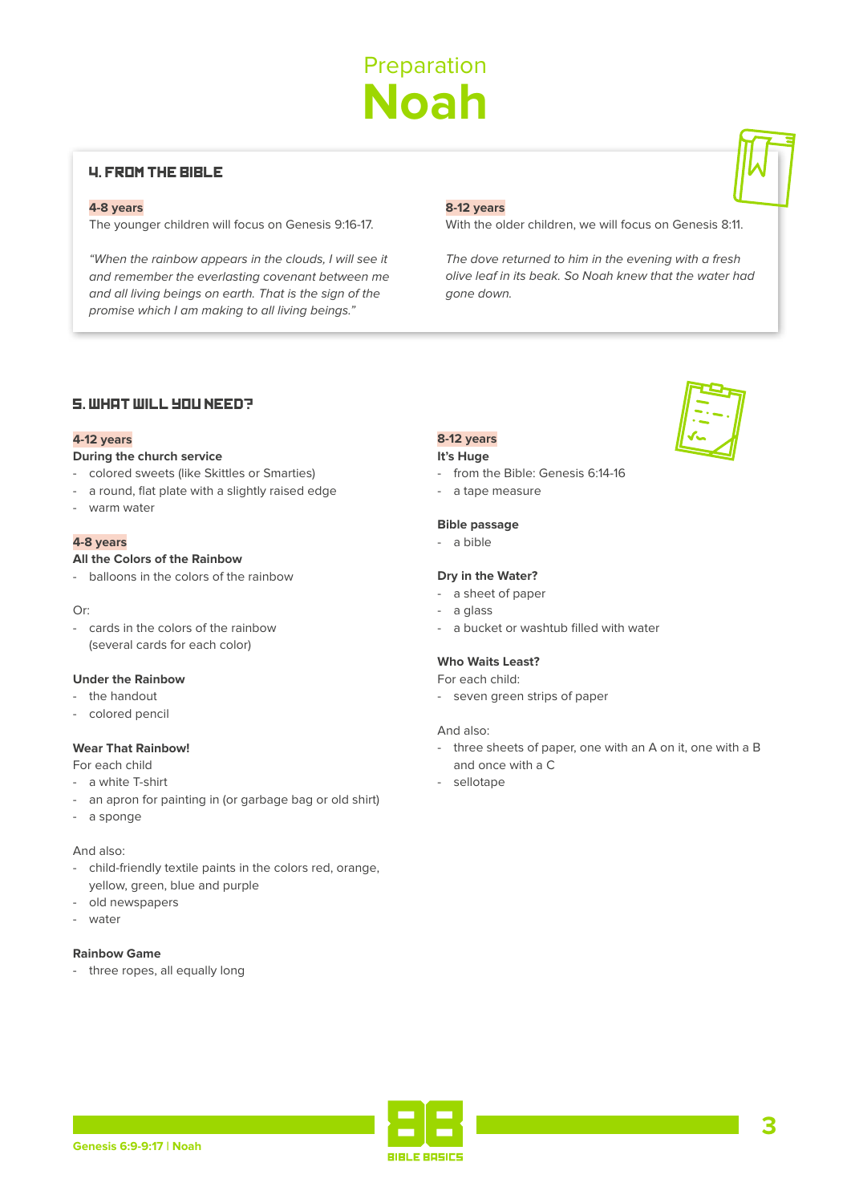# Preparation
# Noah

## 4. From the Bible

**4-8 years**

The younger children will focus on Genesis 9:16-17.

*"When the rainbow appears in the clouds, I will see it and remember the everlasting covenant between me and all living beings on earth. That is the sign of the promise which I am making to all living beings."*

**8-12 years**

With the older children, we will focus on Genesis 8:11.

*The dove returned to him in the evening with a fresh olive leaf in its beak. So Noah knew that the water had gone down.*

## 5. What will you need?

**4-12 years**

**During the church service**

- colored sweets (like Skittles or Smarties)
- a round, flat plate with a slightly raised edge
- warm water

**4-8 years**

**All the Colors of the Rainbow**

- balloons in the colors of the rainbow

Or:

- cards in the colors of the rainbow (several cards for each color)

**Under the Rainbow**

- the handout
- colored pencil

**Wear That Rainbow!**

For each child

- a white T-shirt
- an apron for painting in (or garbage bag or old shirt)
- a sponge

And also:

- child-friendly textile paints in the colors red, orange, yellow, green, blue and purple
- old newspapers
- water

**Rainbow Game**

- three ropes, all equally long

**8-12 years**

**It's Huge**

- from the Bible: Genesis 6:14-16
- a tape measure

**Bible passage**

- a bible

**Dry in the Water?**

- a sheet of paper
- a glass
- a bucket or washtub filled with water

**Who Waits Least?**

For each child:

- seven green strips of paper

And also:

- three sheets of paper, one with an A on it, one with a B and once with a C
- sellotape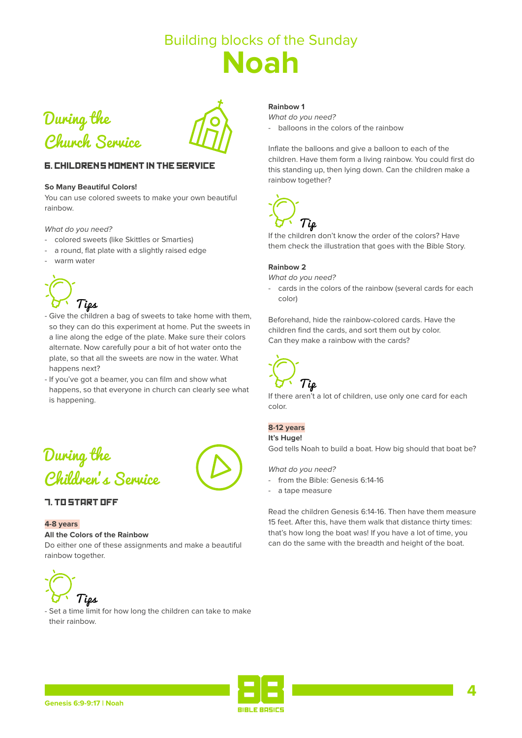Building blocks of the Sunday

# Noah

## During the Church Service

### 6. CHILDRENS MOMENT IN THE SERVICE

**So Many Beautiful Colors!**
You can use colored sweets to make your own beautiful rainbow.

*What do you need?*
- colored sweets (like Skittles or Smarties)
- a round, flat plate with a slightly raised edge
- warm water

**Tips**
- Give the children a bag of sweets to take home with them, so they can do this experiment at home. Put the sweets in a line along the edge of the plate. Make sure their colors alternate. Now carefully pour a bit of hot water onto the plate, so that all the sweets are now in the water. What happens next?
- If you've got a beamer, you can film and show what happens, so that everyone in church can clearly see what is happening.

## During the Children's Service

### 7. TO START OFF

**4-8 years**
**All the Colors of the Rainbow**
Do either one of these assignments and make a beautiful rainbow together.

**Tips**
- Set a time limit for how long the children can take to make their rainbow.

**Rainbow 1**
*What do you need?*
- balloons in the colors of the rainbow

Inflate the balloons and give a balloon to each of the children. Have them form a living rainbow. You could first do this standing up, then lying down. Can the children make a rainbow together?

**Tip**
If the children don't know the order of the colors? Have them check the illustration that goes with the Bible Story.

**Rainbow 2**
*What do you need?*
- cards in the colors of the rainbow (several cards for each color)

Beforehand, hide the rainbow-colored cards. Have the children find the cards, and sort them out by color. Can they make a rainbow with the cards?

**Tip**
If there aren't a lot of children, use only one card for each color.

**8-12 years**
**It's Huge!**
God tells Noah to build a boat. How big should that boat be?

*What do you need?*
- from the Bible: Genesis 6:14-16
- a tape measure

Read the children Genesis 6:14-16. Then have them measure 15 feet. After this, have them walk that distance thirty times: that's how long the boat was! If you have a lot of time, you can do the same with the breadth and height of the boat.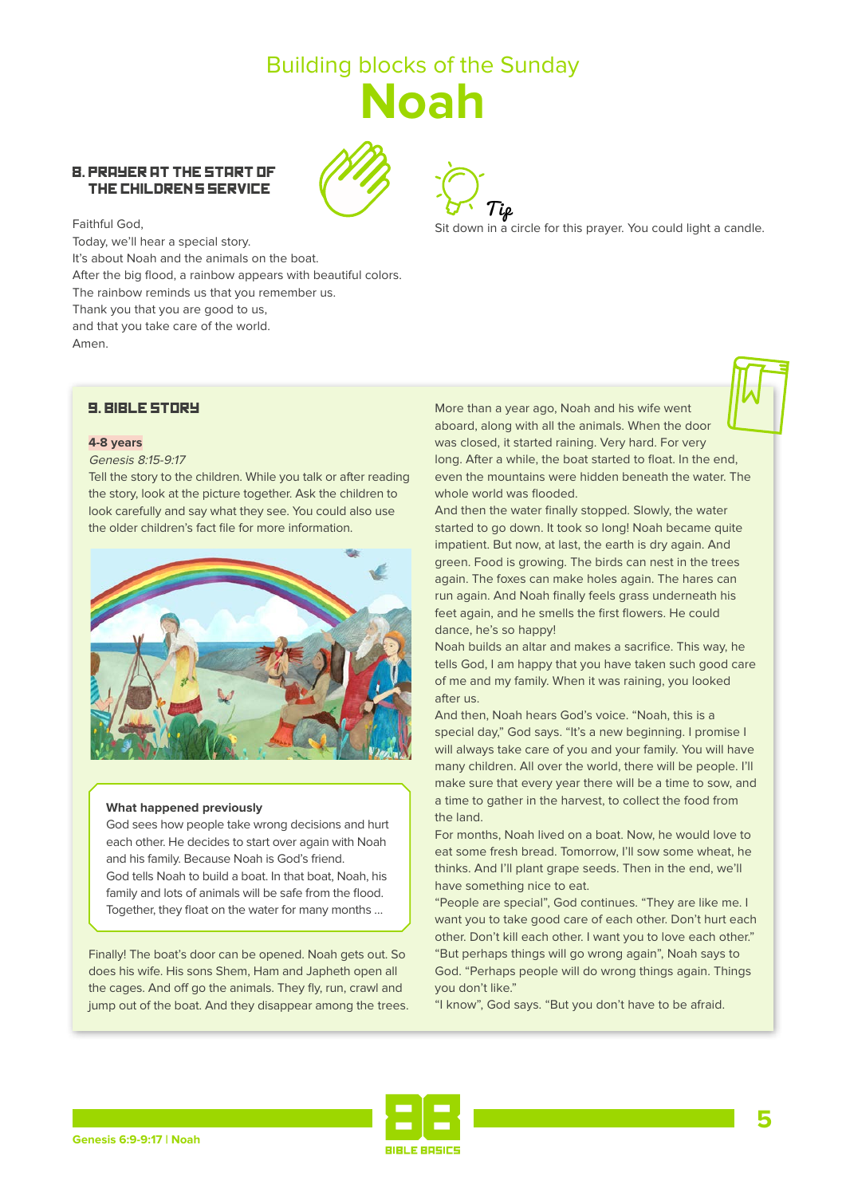Building blocks of the Sunday

# Noah

## 8. PRAYER AT THE START OF THE CHILDRENS SERVICE

Faithful God,
Today, we'll hear a special story.
It's about Noah and the animals on the boat.
After the big flood, a rainbow appears with beautiful colors.
The rainbow reminds us that you remember us.
Thank you that you are good to us,
and that you take care of the world.
Amen.

*Tip*
Sit down in a circle for this prayer. You could light a candle.

## 9. BIBLE STORY

**4-8 years**

*Genesis 8:15-9:17*

Tell the story to the children. While you talk or after reading the story, look at the picture together. Ask the children to look carefully and say what they see. You could also use the older children's fact file for more information.

**What happened previously**

God sees how people take wrong decisions and hurt each other. He decides to start over again with Noah and his family. Because Noah is God's friend.
God tells Noah to build a boat. In that boat, Noah, his family and lots of animals will be safe from the flood.
Together, they float on the water for many months ...

Finally! The boat's door can be opened. Noah gets out. So does his wife. His sons Shem, Ham and Japheth open all the cages. And off go the animals. They fly, run, crawl and jump out of the boat. And they disappear among the trees.

More than a year ago, Noah and his wife went aboard, along with all the animals. When the door was closed, it started raining. Very hard. For very long. After a while, the boat started to float. In the end, even the mountains were hidden beneath the water. The whole world was flooded.
And then the water finally stopped. Slowly, the water started to go down. It took so long! Noah became quite impatient. But now, at last, the earth is dry again. And green. Food is growing. The birds can nest in the trees again. The foxes can make holes again. The hares can run again. And Noah finally feels grass underneath his feet again, and he smells the first flowers. He could dance, he's so happy!
Noah builds an altar and makes a sacrifice. This way, he tells God, I am happy that you have taken such good care of me and my family. When it was raining, you looked after us.
And then, Noah hears God's voice. "Noah, this is a special day," God says. "It's a new beginning. I promise I will always take care of you and your family. You will have many children. All over the world, there will be people. I'll make sure that every year there will be a time to sow, and a time to gather in the harvest, to collect the food from the land.
For months, Noah lived on a boat. Now, he would love to eat some fresh bread. Tomorrow, I'll sow some wheat, he thinks. And I'll plant grape seeds. Then in the end, we'll have something nice to eat.
"People are special", God continues. "They are like me. I want you to take good care of each other. Don't hurt each other. Don't kill each other. I want you to love each other."
"But perhaps things will go wrong again", Noah says to God. "Perhaps people will do wrong things again. Things you don't like."
"I know", God says. "But you don't have to be afraid.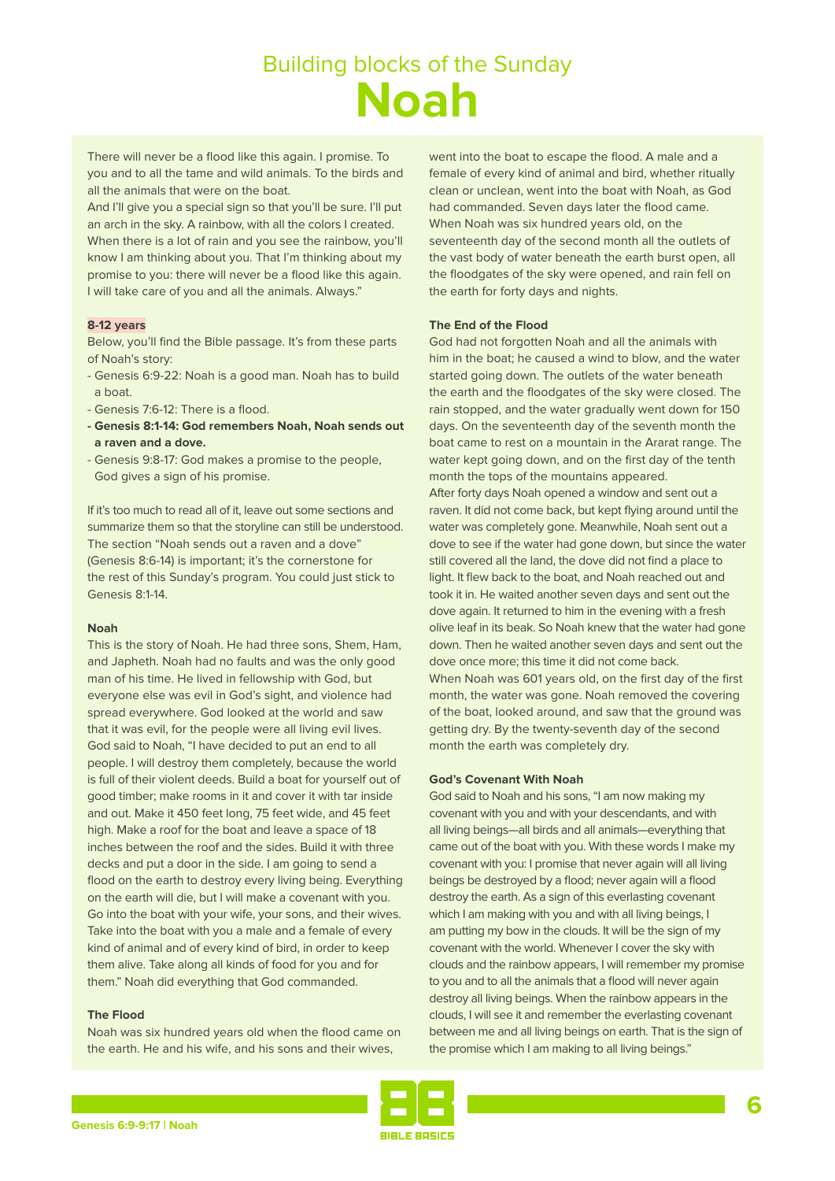# Building blocks of the Sunday

# Noah

There will never be a flood like this again. I promise. To you and to all the tame and wild animals. To the birds and all the animals that were on the boat.
And I'll give you a special sign so that you'll be sure. I'll put an arch in the sky. A rainbow, with all the colors I created. When there is a lot of rain and you see the rainbow, you'll know I am thinking about you. That I'm thinking about my promise to you: there will never be a flood like this again. I will take care of you and all the animals. Always."

**8-12 years**

Below, you'll find the Bible passage. It's from these parts of Noah's story:

- Genesis 6:9-22: Noah is a good man. Noah has to build a boat.
- Genesis 7:6-12: There is a flood.
- **Genesis 8:1-14: God remembers Noah, Noah sends out a raven and a dove.**
- Genesis 9:8-17: God makes a promise to the people, God gives a sign of his promise.

If it's too much to read all of it, leave out some sections and summarize them so that the storyline can still be understood. The section "Noah sends out a raven and a dove" (Genesis 8:6-14) is important; it's the cornerstone for the rest of this Sunday's program. You could just stick to Genesis 8:1-14.

**Noah**

This is the story of Noah. He had three sons, Shem, Ham, and Japheth. Noah had no faults and was the only good man of his time. He lived in fellowship with God, but everyone else was evil in God's sight, and violence had spread everywhere. God looked at the world and saw that it was evil, for the people were all living evil lives. God said to Noah, "I have decided to put an end to all people. I will destroy them completely, because the world is full of their violent deeds. Build a boat for yourself out of good timber; make rooms in it and cover it with tar inside and out. Make it 450 feet long, 75 feet wide, and 45 feet high. Make a roof for the boat and leave a space of 18 inches between the roof and the sides. Build it with three decks and put a door in the side. I am going to send a flood on the earth to destroy every living being. Everything on the earth will die, but I will make a covenant with you. Go into the boat with your wife, your sons, and their wives. Take into the boat with you a male and a female of every kind of animal and of every kind of bird, in order to keep them alive. Take along all kinds of food for you and for them." Noah did everything that God commanded.

**The Flood**

Noah was six hundred years old when the flood came on the earth. He and his wife, and his sons and their wives, went into the boat to escape the flood. A male and a female of every kind of animal and bird, whether ritually clean or unclean, went into the boat with Noah, as God had commanded. Seven days later the flood came. When Noah was six hundred years old, on the seventeenth day of the second month all the outlets of the vast body of water beneath the earth burst open, all the floodgates of the sky were opened, and rain fell on the earth for forty days and nights.

**The End of the Flood**

God had not forgotten Noah and all the animals with him in the boat; he caused a wind to blow, and the water started going down. The outlets of the water beneath the earth and the floodgates of the sky were closed. The rain stopped, and the water gradually went down for 150 days. On the seventeenth day of the seventh month the boat came to rest on a mountain in the Ararat range. The water kept going down, and on the first day of the tenth month the tops of the mountains appeared.
After forty days Noah opened a window and sent out a raven. It did not come back, but kept flying around until the water was completely gone. Meanwhile, Noah sent out a dove to see if the water had gone down, but since the water still covered all the land, the dove did not find a place to light. It flew back to the boat, and Noah reached out and took it in. He waited another seven days and sent out the dove again. It returned to him in the evening with a fresh olive leaf in its beak. So Noah knew that the water had gone down. Then he waited another seven days and sent out the dove once more; this time it did not come back.
When Noah was 601 years old, on the first day of the first month, the water was gone. Noah removed the covering of the boat, looked around, and saw that the ground was getting dry. By the twenty-seventh day of the second month the earth was completely dry.

**God's Covenant With Noah**

God said to Noah and his sons, "I am now making my covenant with you and with your descendants, and with all living beings—all birds and all animals—everything that came out of the boat with you. With these words I make my covenant with you: I promise that never again will all living beings be destroyed by a flood; never again will a flood destroy the earth. As a sign of this everlasting covenant which I am making with you and with all living beings, I am putting my bow in the clouds. It will be the sign of my covenant with the world. Whenever I cover the sky with clouds and the rainbow appears, I will remember my promise to you and to all the animals that a flood will never again destroy all living beings. When the rainbow appears in the clouds, I will see it and remember the everlasting covenant between me and all living beings on earth. That is the sign of the promise which I am making to all living beings."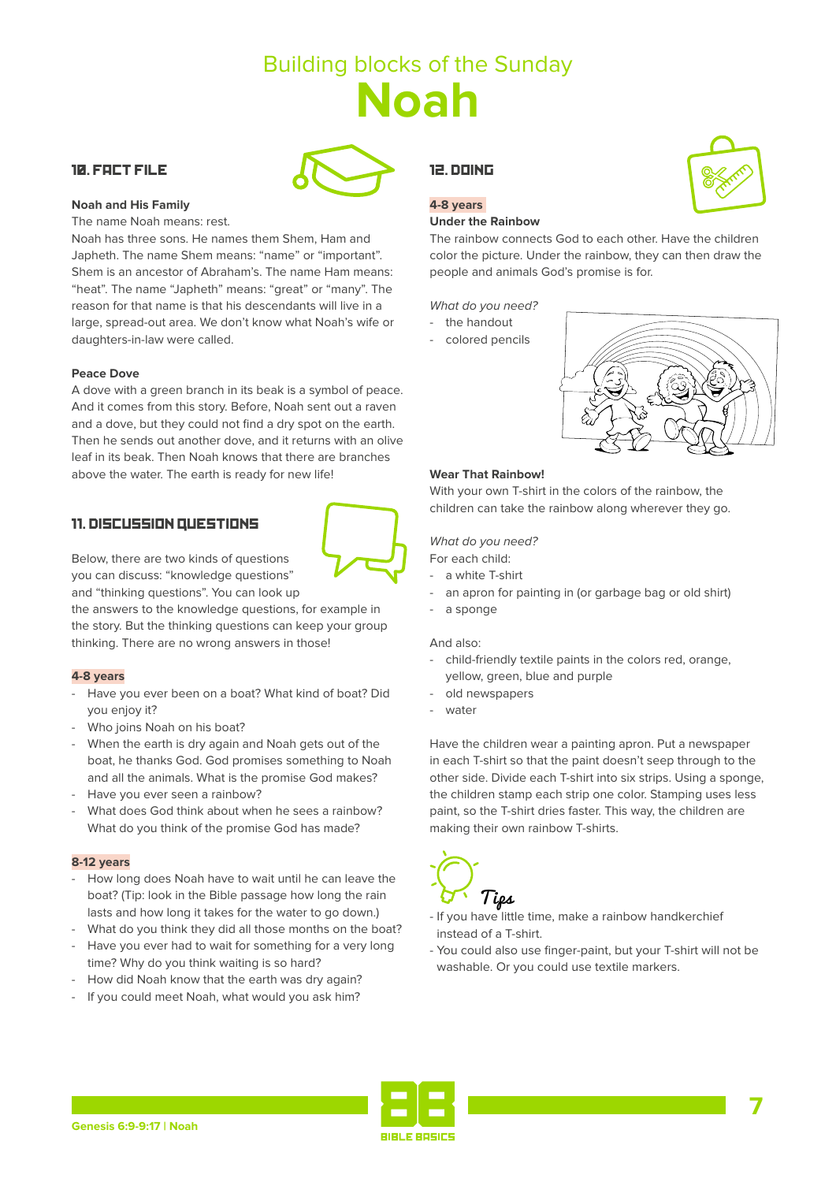# Building blocks of the Sunday
# Noah

## 10. FACT FILE

**Noah and His Family**

The name Noah means: rest.

Noah has three sons. He names them Shem, Ham and Japheth. The name Shem means: "name" or "important". Shem is an ancestor of Abraham's. The name Ham means: "heat". The name "Japheth" means: "great" or "many". The reason for that name is that his descendants will live in a large, spread-out area. We don't know what Noah's wife or daughters-in-law were called.

**Peace Dove**

A dove with a green branch in its beak is a symbol of peace. And it comes from this story. Before, Noah sent out a raven and a dove, but they could not find a dry spot on the earth. Then he sends out another dove, and it returns with an olive leaf in its beak. Then Noah knows that there are branches above the water. The earth is ready for new life!

## 11. DISCUSSION QUESTIONS

Below, there are two kinds of questions you can discuss: "knowledge questions" and "thinking questions". You can look up the answers to the knowledge questions, for example in the story. But the thinking questions can keep your group thinking. There are no wrong answers in those!

**4-8 years**

- Have you ever been on a boat? What kind of boat? Did you enjoy it?
- Who joins Noah on his boat?
- When the earth is dry again and Noah gets out of the boat, he thanks God. God promises something to Noah and all the animals. What is the promise God makes?
- Have you ever seen a rainbow?
- What does God think about when he sees a rainbow? What do you think of the promise God has made?

**8-12 years**

- How long does Noah have to wait until he can leave the boat? (Tip: look in the Bible passage how long the rain lasts and how long it takes for the water to go down.)
- What do you think they did all those months on the boat?
- Have you ever had to wait for something for a very long time? Why do you think waiting is so hard?
- How did Noah know that the earth was dry again?
- If you could meet Noah, what would you ask him?

## 12. DOING

**4-8 years**

**Under the Rainbow**

The rainbow connects God to each other. Have the children color the picture. Under the rainbow, they can then draw the people and animals God's promise is for.

*What do you need?*

- the handout
- colored pencils

**Wear That Rainbow!**

With your own T-shirt in the colors of the rainbow, the children can take the rainbow along wherever they go.

*What do you need?*

For each child:

- a white T-shirt
- an apron for painting in (or garbage bag or old shirt)
- a sponge

And also:

- child-friendly textile paints in the colors red, orange, yellow, green, blue and purple
- old newspapers
- water

Have the children wear a painting apron. Put a newspaper in each T-shirt so that the paint doesn't seep through to the other side. Divide each T-shirt into six strips. Using a sponge, the children stamp each strip one color. Stamping uses less paint, so the T-shirt dries faster. This way, the children are making their own rainbow T-shirts.

*Tips*

- If you have little time, make a rainbow handkerchief instead of a T-shirt.
- You could also use finger-paint, but your T-shirt will not be washable. Or you could use textile markers.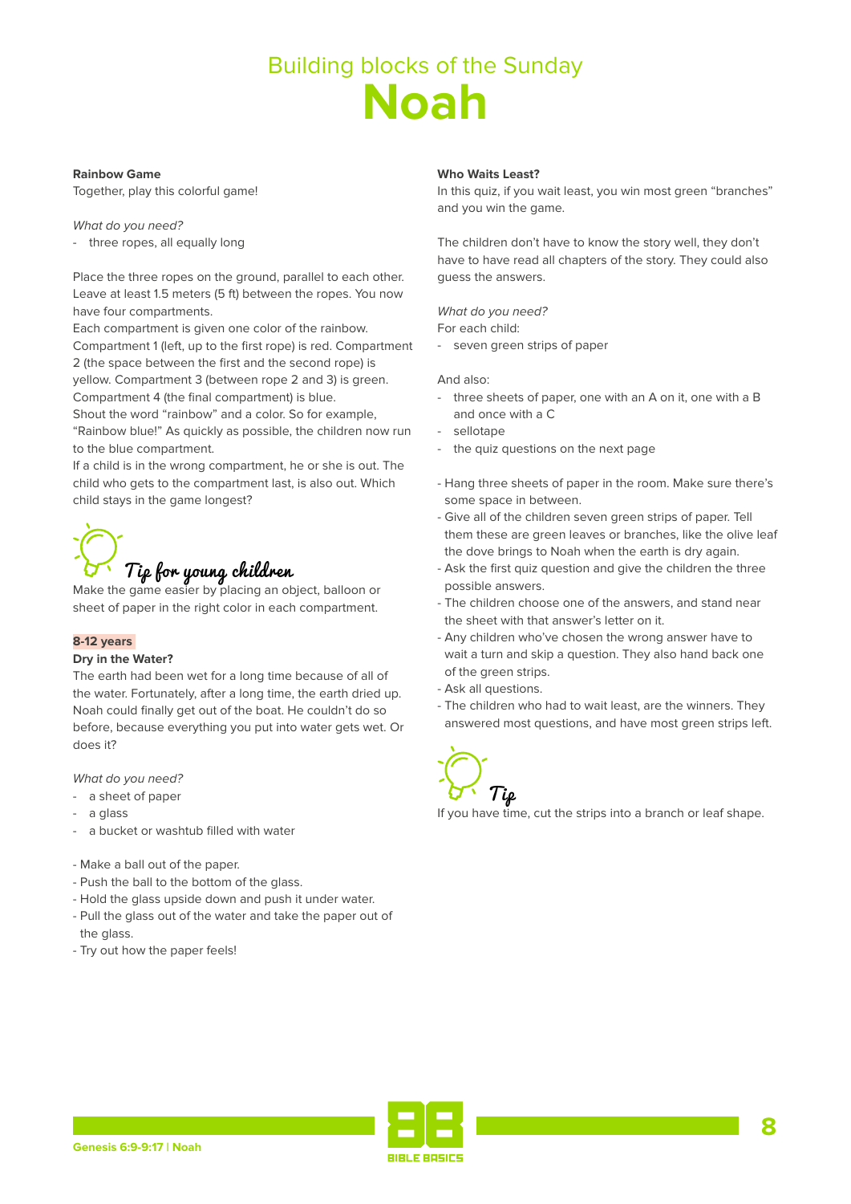Building blocks of the Sunday

# Noah

**Rainbow Game**

Together, play this colorful game!

*What do you need?*

- three ropes, all equally long

Place the three ropes on the ground, parallel to each other. Leave at least 1.5 meters (5 ft) between the ropes. You now have four compartments.
Each compartment is given one color of the rainbow. Compartment 1 (left, up to the first rope) is red. Compartment 2 (the space between the first and the second rope) is yellow. Compartment 3 (between rope 2 and 3) is green. Compartment 4 (the final compartment) is blue.
Shout the word “rainbow” and a color. So for example, “Rainbow blue!” As quickly as possible, the children now run to the blue compartment.
If a child is in the wrong compartment, he or she is out. The child who gets to the compartment last, is also out. Which child stays in the game longest?

*Tip for young children*

Make the game easier by placing an object, balloon or sheet of paper in the right color in each compartment.

**8-12 years**

**Dry in the Water?**

The earth had been wet for a long time because of all of the water. Fortunately, after a long time, the earth dried up. Noah could finally get out of the boat. He couldn’t do so before, because everything you put into water gets wet. Or does it?

*What do you need?*

- a sheet of paper
- a glass
- a bucket or washtub filled with water

- Make a ball out of the paper.
- Push the ball to the bottom of the glass.
- Hold the glass upside down and push it under water.
- Pull the glass out of the water and take the paper out of the glass.
- Try out how the paper feels!

**Who Waits Least?**

In this quiz, if you wait least, you win most green “branches” and you win the game.

The children don’t have to know the story well, they don’t have to have read all chapters of the story. They could also guess the answers.

*What do you need?*

For each child:

- seven green strips of paper

And also:

- three sheets of paper, one with an A on it, one with a B and once with a C
- sellotape
- the quiz questions on the next page

- Hang three sheets of paper in the room. Make sure there’s some space in between.
- Give all of the children seven green strips of paper. Tell them these are green leaves or branches, like the olive leaf the dove brings to Noah when the earth is dry again.
- Ask the first quiz question and give the children the three possible answers.
- The children choose one of the answers, and stand near the sheet with that answer’s letter on it.
- Any children who’ve chosen the wrong answer have to wait a turn and skip a question. They also hand back one of the green strips.
- Ask all questions.
- The children who had to wait least, are the winners. They answered most questions, and have most green strips left.

*Tip*

If you have time, cut the strips into a branch or leaf shape.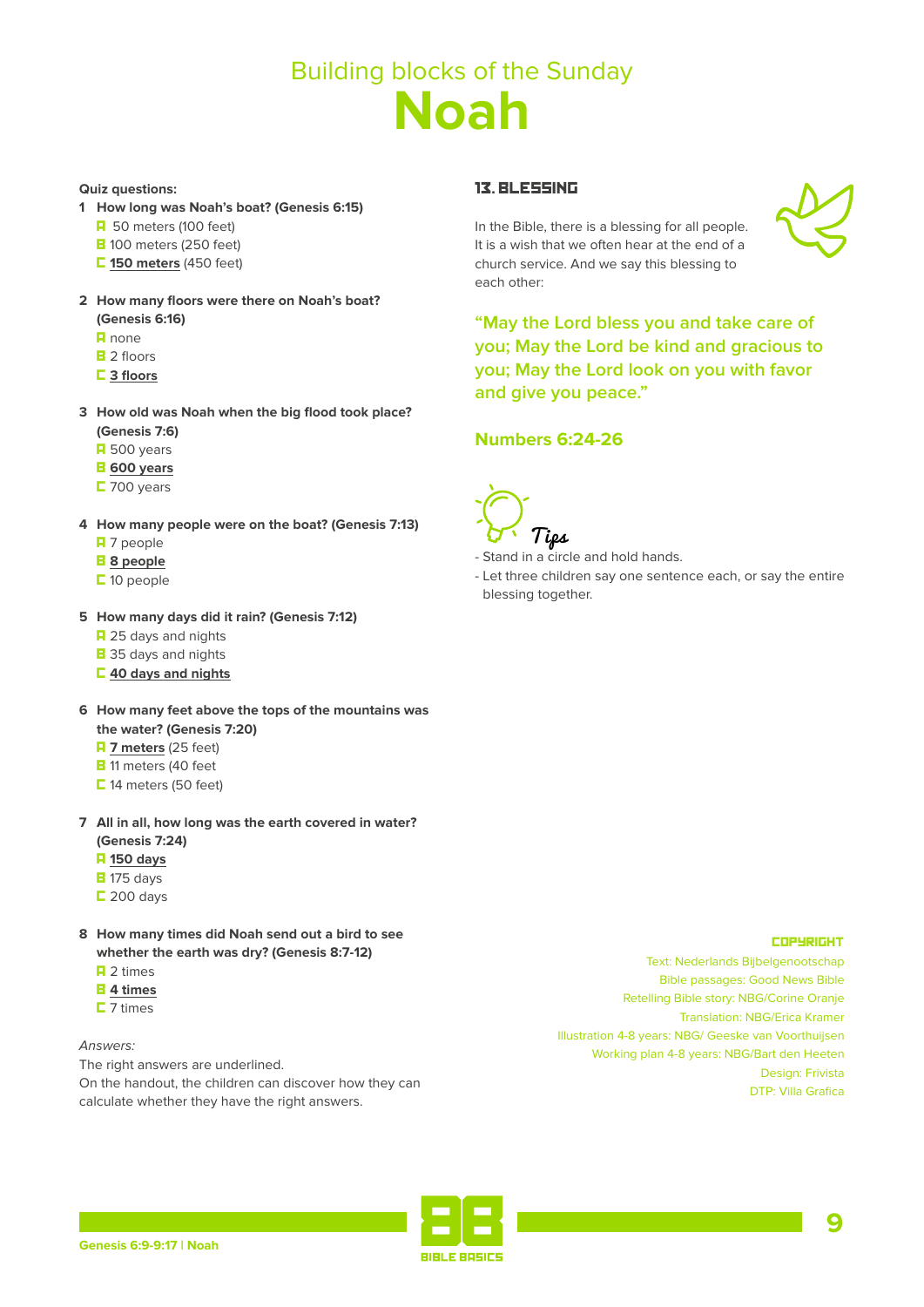# Building blocks of the Sunday

# Noah

**Quiz questions:**

1. **How long was Noah's boat? (Genesis 6:15)**
   - A 50 meters (100 feet)
   - B 100 meters (250 feet)
   - C **150 meters** (450 feet)

2. **How many floors were there on Noah's boat? (Genesis 6:16)**
   - A none
   - B 2 floors
   - C **3 floors**

3. **How old was Noah when the big flood took place? (Genesis 7:6)**
   - A 500 years
   - B **600 years**
   - C 700 years

4. **How many people were on the boat? (Genesis 7:13)**
   - A 7 people
   - B **8 people**
   - C 10 people

5. **How many days did it rain? (Genesis 7:12)**
   - A 25 days and nights
   - B 35 days and nights
   - C **40 days and nights**

6. **How many feet above the tops of the mountains was the water? (Genesis 7:20)**
   - A **7 meters** (25 feet)
   - B 11 meters (40 feet
   - C 14 meters (50 feet)

7. **All in all, how long was the earth covered in water? (Genesis 7:24)**
   - A **150 days**
   - B 175 days
   - C 200 days

8. **How many times did Noah send out a bird to see whether the earth was dry? (Genesis 8:7-12)**
   - A 2 times
   - B **4 times**
   - C 7 times

*Answers:*

The right answers are underlined.
On the handout, the children can discover how they can calculate whether they have the right answers.

## 13. BLESSING

In the Bible, there is a blessing for all people. It is a wish that we often hear at the end of a church service. And we say this blessing to each other:

**"May the Lord bless you and take care of you; May the Lord be kind and gracious to you; May the Lord look on you with favor and give you peace."**

**Numbers 6:24-26**

*Tips*

- Stand in a circle and hold hands.
- Let three children say one sentence each, or say the entire blessing together.

**COPYRIGHT**

Text: Nederlands Bijbelgenootschap
Bible passages: Good News Bible
Retelling Bible story: NBG/Corine Oranje
Translation: NBG/Erica Kramer
Illustration 4-8 years: NBG/ Geeske van Voorthuijsen
Working plan 4-8 years: NBG/Bart den Heeten
Design: Frivista
DTP: Villa Grafica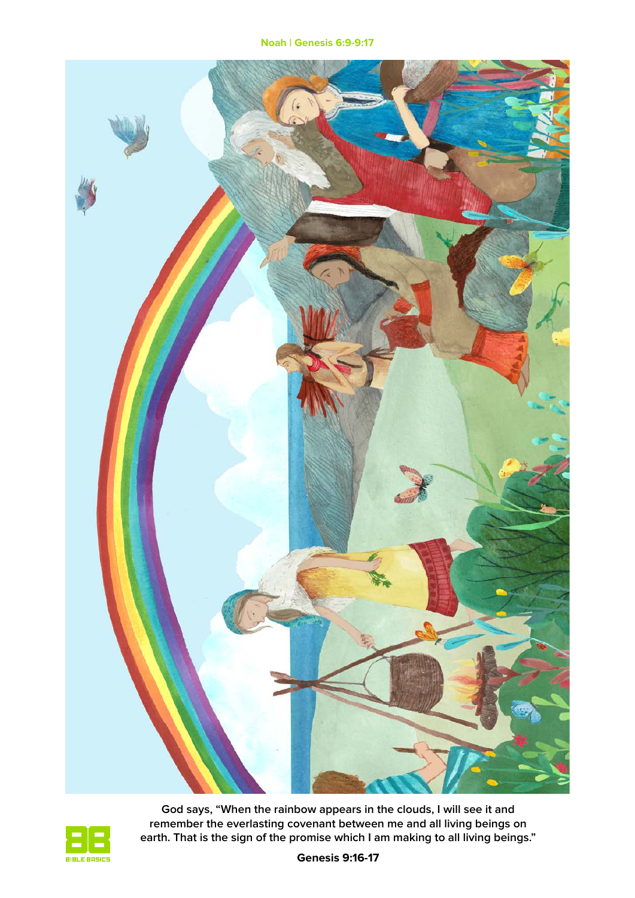God says, "When the rainbow appears in the clouds, I will see it and remember the everlasting covenant between me and all living beings on earth. That is the sign of the promise which I am making to all living beings."

**Genesis 9:16-17**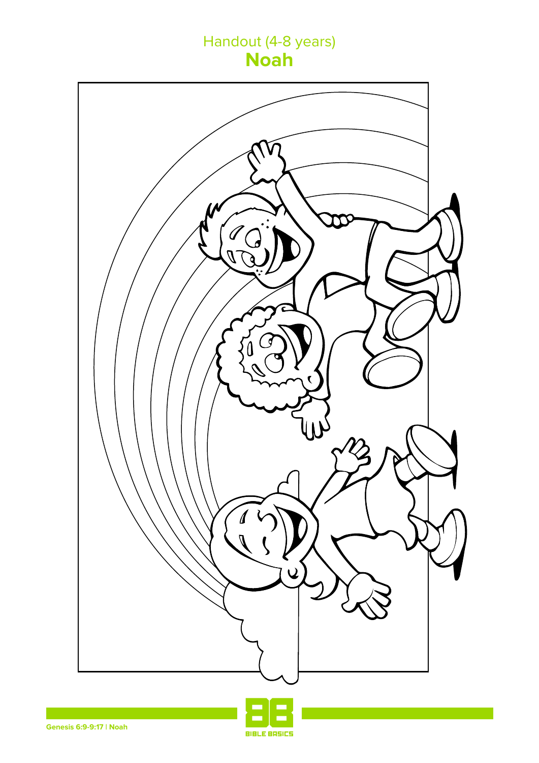Handout (4-8 years)

# Noah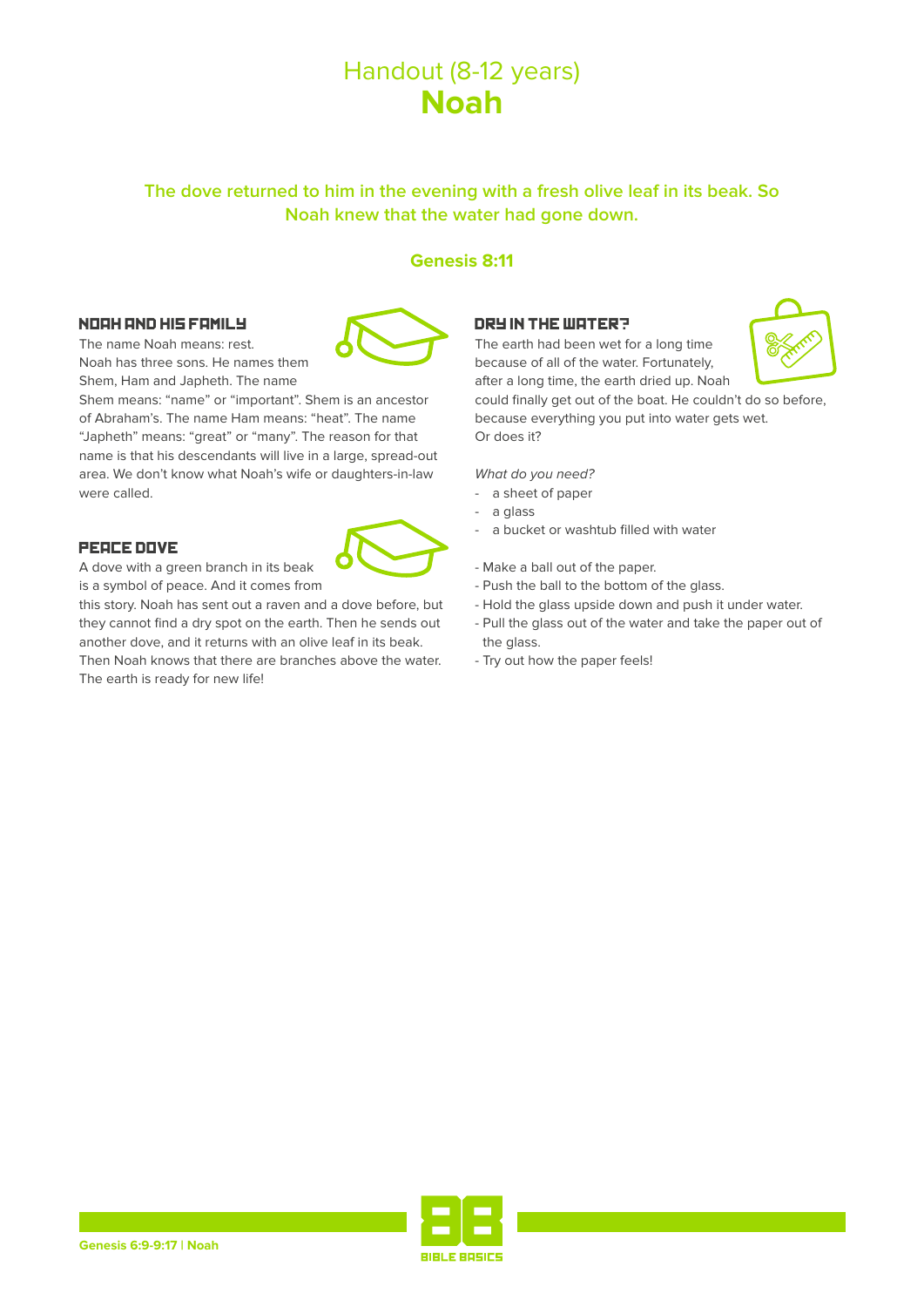# Handout (8-12 years)
# Noah

**The dove returned to him in the evening with a fresh olive leaf in its beak. So Noah knew that the water had gone down.**

**Genesis 8:11**

### NOAH AND HIS FAMILY

The name Noah means: rest.
Noah has three sons. He names them Shem, Ham and Japheth. The name Shem means: "name" or "important". Shem is an ancestor of Abraham's. The name Ham means: "heat". The name "Japheth" means: "great" or "many". The reason for that name is that his descendants will live in a large, spread-out area. We don't know what Noah's wife or daughters-in-law were called.

### PEACE DOVE

A dove with a green branch in its beak is a symbol of peace. And it comes from this story. Noah has sent out a raven and a dove before, but they cannot find a dry spot on the earth. Then he sends out another dove, and it returns with an olive leaf in its beak. Then Noah knows that there are branches above the water. The earth is ready for new life!

### DRY IN THE WATER?

The earth had been wet for a long time because of all of the water. Fortunately, after a long time, the earth dried up. Noah could finally get out of the boat. He couldn't do so before, because everything you put into water gets wet.
Or does it?

*What do you need?*

- a sheet of paper
- a glass
- a bucket or washtub filled with water

- Make a ball out of the paper.
- Push the ball to the bottom of the glass.
- Hold the glass upside down and push it under water.
- Pull the glass out of the water and take the paper out of the glass.
- Try out how the paper feels!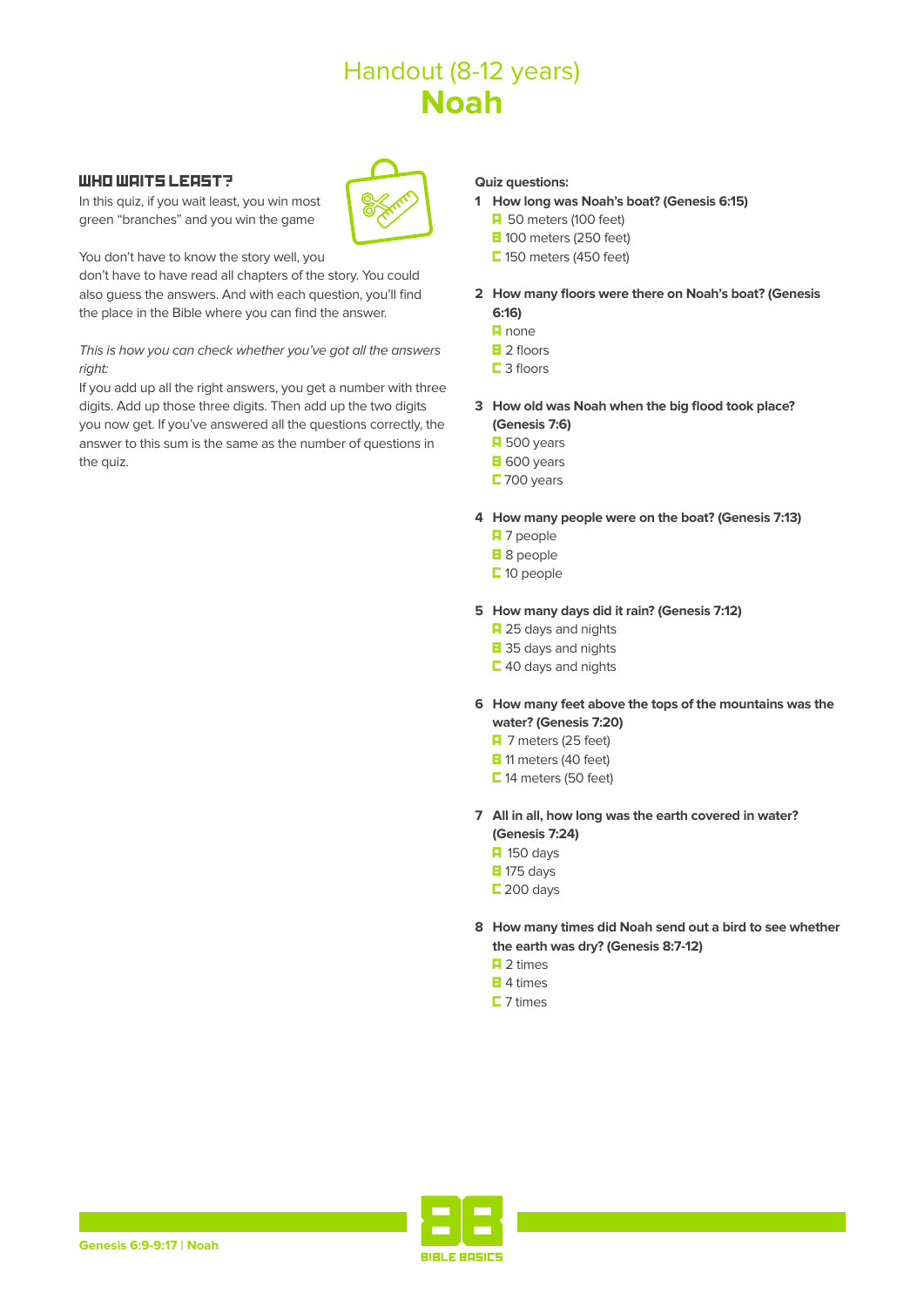# Handout (8-12 years)
# Noah

### WHO WAITS LEAST?

In this quiz, if you wait least, you win most green "branches" and you win the game

You don't have to know the story well, you don't have to have read all chapters of the story. You could also guess the answers. And with each question, you'll find the place in the Bible where you can find the answer.

*This is how you can check whether you've got all the answers right:*

If you add up all the right answers, you get a number with three digits. Add up those three digits. Then add up the two digits you now get. If you've answered all the questions correctly, the answer to this sum is the same as the number of questions in the quiz.

**Quiz questions:**

1. **How long was Noah's boat? (Genesis 6:15)**
   - A 50 meters (100 feet)
   - B 100 meters (250 feet)
   - C 150 meters (450 feet)

2. **How many floors were there on Noah's boat? (Genesis 6:16)**
   - A none
   - B 2 floors
   - C 3 floors

3. **How old was Noah when the big flood took place? (Genesis 7:6)**
   - A 500 years
   - B 600 years
   - C 700 years

4. **How many people were on the boat? (Genesis 7:13)**
   - A 7 people
   - B 8 people
   - C 10 people

5. **How many days did it rain? (Genesis 7:12)**
   - A 25 days and nights
   - B 35 days and nights
   - C 40 days and nights

6. **How many feet above the tops of the mountains was the water? (Genesis 7:20)**
   - A 7 meters (25 feet)
   - B 11 meters (40 feet)
   - C 14 meters (50 feet)

7. **All in all, how long was the earth covered in water? (Genesis 7:24)**
   - A 150 days
   - B 175 days
   - C 200 days

8. **How many times did Noah send out a bird to see whether the earth was dry? (Genesis 8:7-12)**
   - A 2 times
   - B 4 times
   - C 7 times